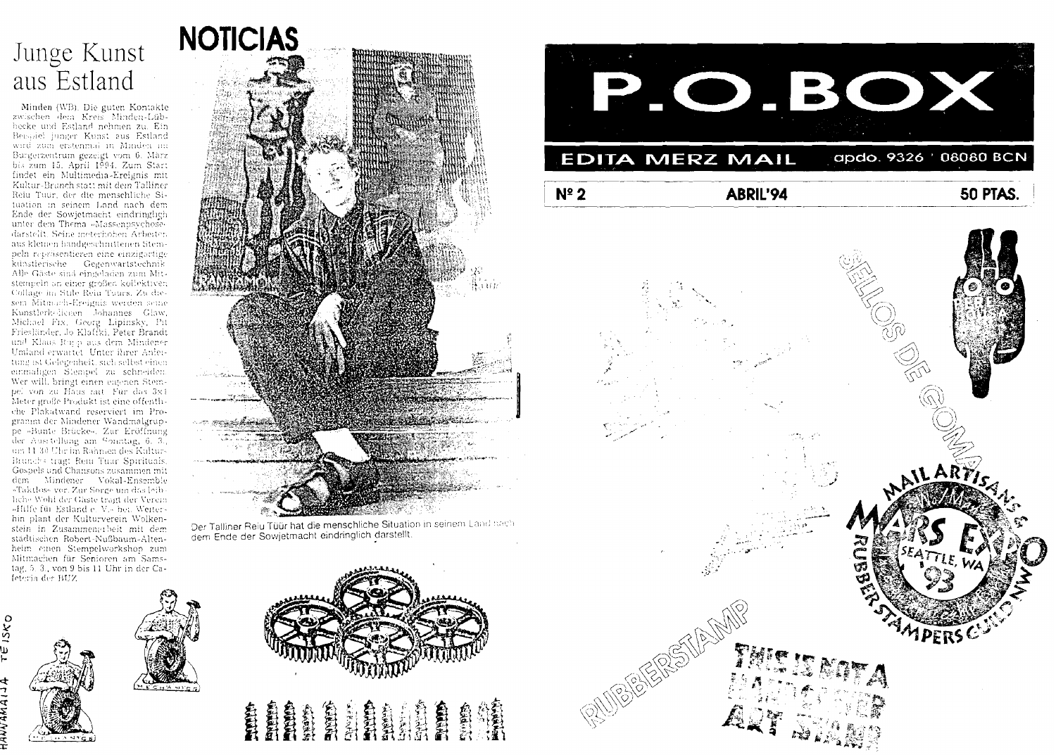## NOTICIAS

# Junge Kunst aus Estland

Minden (WB). Die guten Kontakte zwischen dem Kreis Minden-Lübbecke und Estland nehmen zu. Ein Beispiel junger Kunst aus Estland wird zum erstenmal in Minden im Bürgerzentrum gezeigt vom 6. März bis zum 15. April 1994. Zum Start findet ein Multimedia-Ereignis mit Kultur-Branch statt mit dem Talliner Reiu Tuur, der die menschliche Situation in seinem Land nach dem Ende der Sowjetmacht eindringlich unter dem Thema »Massenpsychose« darstellt. Seine meterhohen Arbeiten aus kleinen handgeschnittenen Stempeln repräsentieren eine einzigartige künstlerische Gegenwartstechnik. Alle Gäste sind eingeladen zum Mitstempeln an einer großen kollektiven Collage im Stile Reiu Tuurs. Zu diesem Mitmach-Ereignis werden seine Künstlerkollegen Johannes Glaw, Michael Fix, Georg Lipinsky, Pit Friesländer, Jo Klaffki, Peter Brandt und Klaus Rupp aus dem Mindener Umland erwartet. Unter ihrer Anleitung ist Gelegenheit, sich selbst einen einmaligen Stempel zu schneiden. Wer will, bringt einen eigenen Stempel von zu Haus mit. Für das 3×4 Meter große Produkt ist eine öffentliche Plakatwand reserviert im Programm der Mindener Wandmalgruppe »Bunte Brücke«. Zur Eröffnung der Ausstellung am Sonntag, 6. 3., um 11.30 Uhr im Rahmen des Kultur-Branchs trägt Reiu Tuur Spirituals, Gospels und Chansons zusammen mit dem Mindener Vokal-Ensemble »Taktlos« vor. Zur Sorge um das leibliche Wohl der Gäste trägt der Verein »Hilfe für Estland e. V.« bei. Weiterhin plant der Kulturverein Wolkenstein in Zusammenarbeit mit dem städtischen Robert-Nußbaum-Altenheim einen Stempelworkshop zum Mitmachen für Senioren am Samstag, 5. 3., von 9 bis 11 Uhr in der Cafeteria der BUZ.

Der Talliner Reiu Tüür hat die menschliche Situation in seinem Land nach dem Ende der Sowjetmacht eindringlich darstellt.

HANNAMAIJA TEISKO

# P.O.BOX

EDITA MERZ MAIL apdo. 9326 08080 BCN

Nº 2 ABRIL'94 50 PTAS.

SELLOS DE GOMA

MAIL ARTISANS & MARS EXPO SEATTLE, WA '93 RUBBER STAMPERS GUILD NW

RUBBERSTAMP

THIS IS NOT A HANDCARVED ART STAMP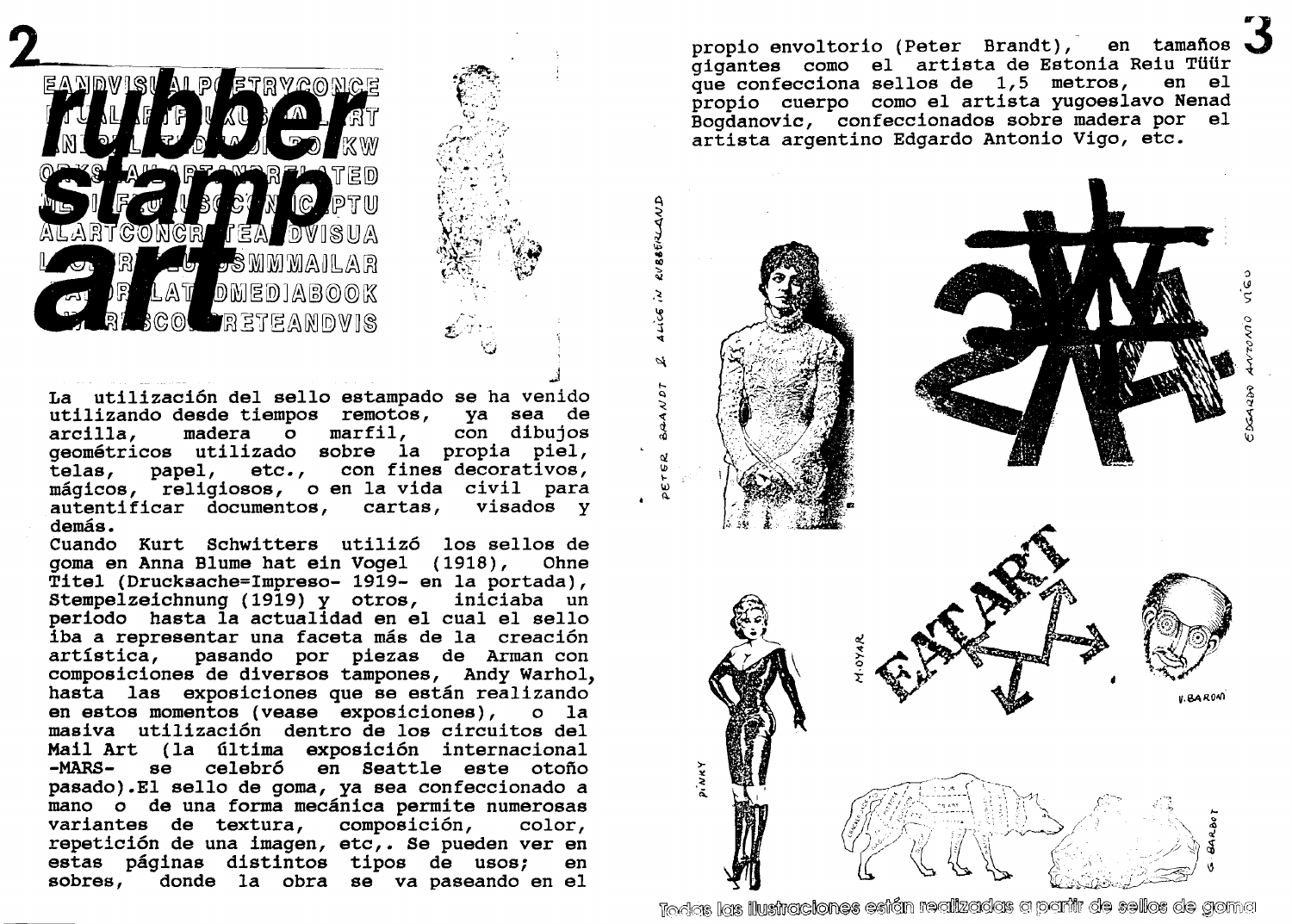# rubber stamp art

La utilización del sello estampado se ha venido utilizando desde tiempos remotos, ya sea de arcilla, madera o marfil, con dibujos geométricos utilizado sobre la propia piel, telas, papel, etc., con fines decorativos, mágicos, religiosos, o en la vida civil para autentificar documentos, cartas, visados y demás.

Cuando Kurt Schwitters utilizó los sellos de goma en Anna Blume hat ein Vogel (1918), Ohne Titel (Drucksache=Impreso- 1919- en la portada), Stempelzeichnung (1919) y otros, iniciaba un periodo hasta la actualidad en el cual el sello iba a representar una faceta más de la creación artística, pasando por piezas de Arman con composiciones de diversos tampones, Andy Warhol, hasta las exposiciones que se están realizando en estos momentos (vease exposiciones), o la masiva utilización dentro de los circuitos del Mail Art (la última exposición internacional -MARS- se celebró en Seattle este otoño pasado).El sello de goma, ya sea confeccionado a mano o de una forma mecánica permite numerosas variantes de textura, composición, color, repetición de una imagen, etc,. Se pueden ver en estas páginas distintos tipos de usos; en sobres, donde la obra se va paseando en el propio envoltorio (Peter Brandt), en tamaños gigantes como el artista de Estonia Reiu Tüür que confecciona sellos de 1,5 metros, en el propio cuerpo como el artista yugoeslavo Nenad Bogdanovic, confeccionados sobre madera por el artista argentino Edgardo Antonio Vigo, etc.

PETER BRANDT & ALICE IN RUBBERLAND

EDGARDO ANTONIO VIGO

PINKY

M. OYAR

V. BARONI

G. BARBOT

Todas las ilustraciones están realizadas a partir de sellos de goma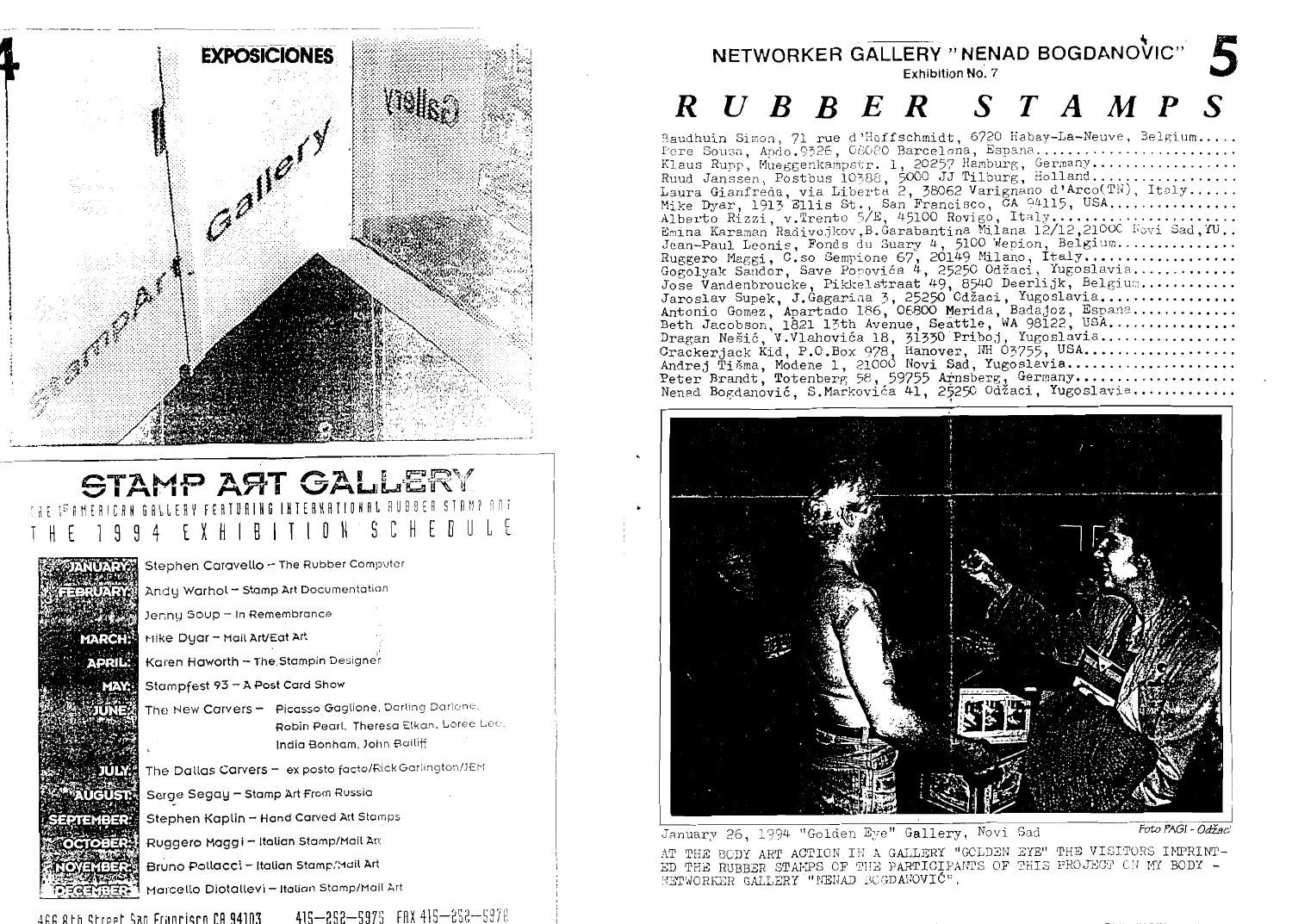## EXPOSICIONES

# STAMP ART GALLERY

THE 1ST AMERICAN GALLERY FEATURING INTERNATIONAL RUBBER STAMP ART

## THE 1994 EXHIBITION SCHEDULE

| | |
|---|---|
| **JANUARY:** | Stephen Caravello – The Rubber Computer |
| **FEBRUARY:** | Andy Warhol – Stamp Art Documentation |
| | Jenny Soup – In Remembrance |
| **MARCH:** | Mike Dyar – Mail Art/Eat Art |
| **APRIL:** | Karen Haworth – The Stampin Designer |
| **MAY:** | Stampfest 93 – A Post Card Show |
| **JUNE:** | The New Carvers – Picasso Gaglione, Darling Darlene, Robin Pearl, Theresa Elkan, Loree Lee, India Bonham, John Bailiff |
| **JULY:** | The Dallas Carvers – ex posto facto/Rick Garlington/JEM |
| **AUGUST:** | Serge Segay – Stamp Art From Russia |
| **SEPTEMBER:** | Stephen Kaplin – Hand Carved Art Stamps |
| **OCTOBER:** | Ruggero Maggi – Italian Stamp/Mail Art |
| **NOVEMBER:** | Bruno Pollacci – Italian Stamp/Mail Art |
| **DECEMBER:** | Marcello Diotallevi – Italian Stamp/Mail Art |

466 8th Street San Francisco CA 94103 415–252–5975 FAX 415–252–5978

## NETWORKER GALLERY "NENAD BOGDANOVIĆ"

Exhibition No. 7

# *RUBBER STAMPS*

Baudhuin Simon, 71 rue d'Hoffschmidt, 6720 Habay-La-Neuve, Belgium.....
Pere Sousa, Apdo.9326, 08080 Barcelona, Espana........................
Klaus Rupp, Mueggenkampstr. 1, 20257 Hamburg, Germany.................
Ruud Janssen, Postbus 10388, 5000 JJ Tilburg, Holland.................
Laura Gianfreda, via Liberta 2, 38062 Varignano d'Arco(TN), Italy......
Mike Dyar, 1913 Ellis St., San Francisco, CA 94115, USA...............
Alberto Rizzi, v.Trento 5/E, 45100 Rovigo, Italy......................
Emina Karaman Radivojkov, B.Garabantina Milana 12/12, 21000 Novi Sad, YU..
Jean-Paul Leonis, Fonds du Suary 4, 5100 Wepion, Belgium..............
Ruggero Maggi, C.so Sempione 67, 20149 Milano, Italy..................
Gogolyak Sandor, Save Popovića 4, 25250 Odžaci, Yugoslavia............
Jose Vandenbroucke, Pikkelstraat 49, 8540 Deerlijk, Belgium...........
Jaroslav Supek, J.Gagarina 3, 25250 Odžaci, Yugoslavia................
Antonio Gomez, Apartado 186, 06800 Merida, Badajoz, Espana............
Beth Jacobson, 1821 13th Avenue, Seattle, WA 98122, USA...............
Dragan Nešić, V.Vlahovića 18, 31330 Priboj, Yugoslavia................
Crackerjack Kid, P.O.Box 978, Hanover, NH 03755, USA..................
Andrej Tišma, Modene 1, 21000 Novi Sad, Yugoslavia....................
Peter Brandt, Totenberg 58, 59755 Arnsberg, Germany...................
Nenad Bogdanović, S.Markovića 41, 25250 Odžaci, Yugoslavia............

January 26, 1994 "Golden Eye" Gallery, Novi Sad — *Foto PAGI - Odžaci*

AT THE BODY ART ACTION IN A GALLERY "GOLDEN EYE" THE VISITORS IMPRINTED THE RUBBER STAMPS OF THE PARTICIPANTS OF THIS PROJECT ON MY BODY - NETWORKER GALLERY "NENAD BOGDANOVIĆ".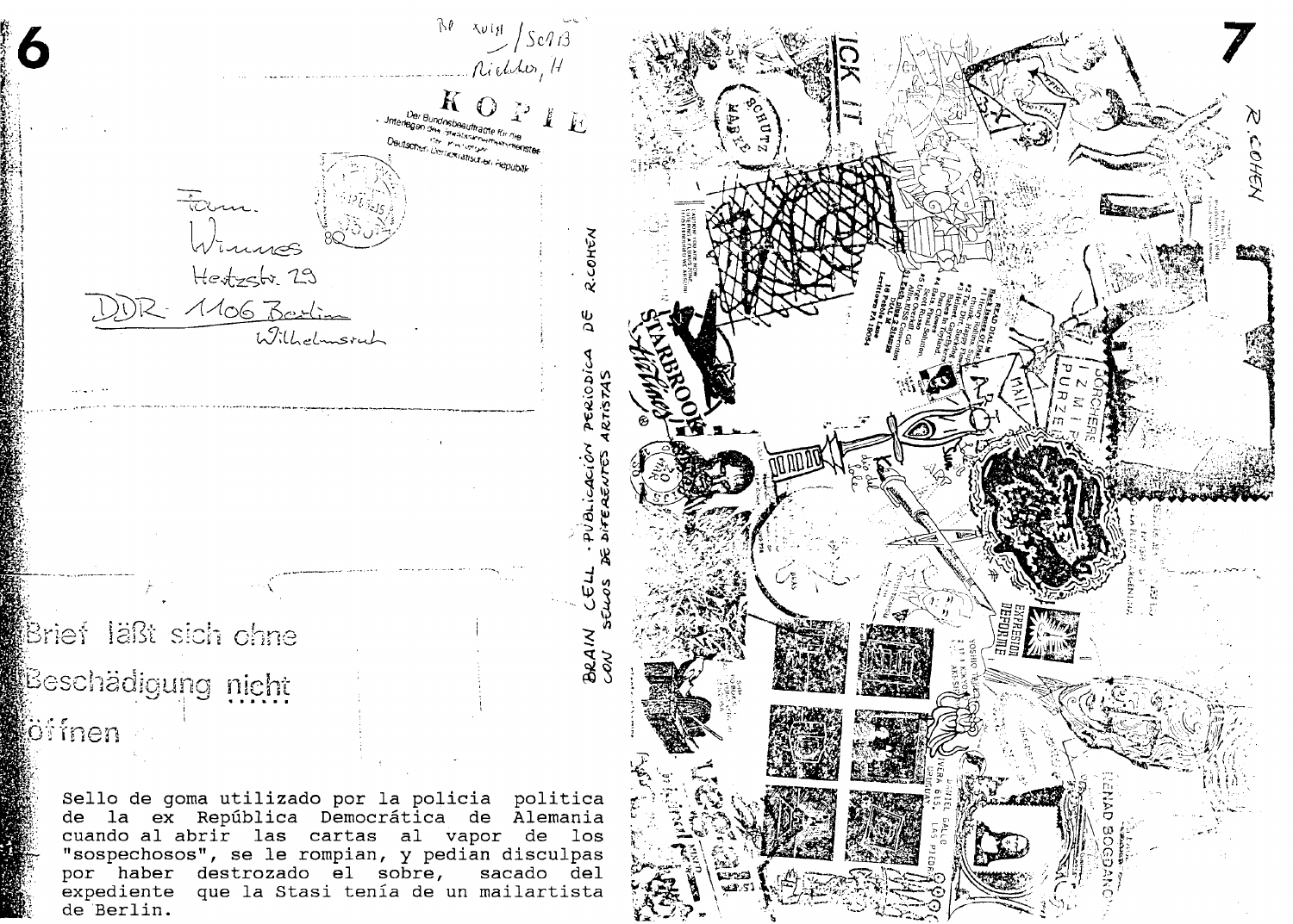Bl XV(H / Sc?13
Richter, H

KOPIE

Der Bundesbeauftragte für die Unterlagen des Staatssicherheitsdienstes der ehemaligen Deutschen Demokratischen Republik

Fam.
Wimmes
Hertzstr. 29
DDR - 1106 Berlin
Wilhelmsruh

Brief läßt sich ohne
Beschädigung nicht
öffnen

Sello de goma utilizado por la policia politica de la ex República Democrática de Alemania cuando al abrir las cartas al vapor de los "sospechosos", se le rompian, y pedian disculpas por haber destrozado el sobre, sacado del expediente que la Stasi tenía de un mailartista de Berlin.

BRAIN CELL · PUBLICACIÓN PERIODICA DE R.COHEN
CON SELLOS DE DIFERENTES ARTISTAS

R.COHEN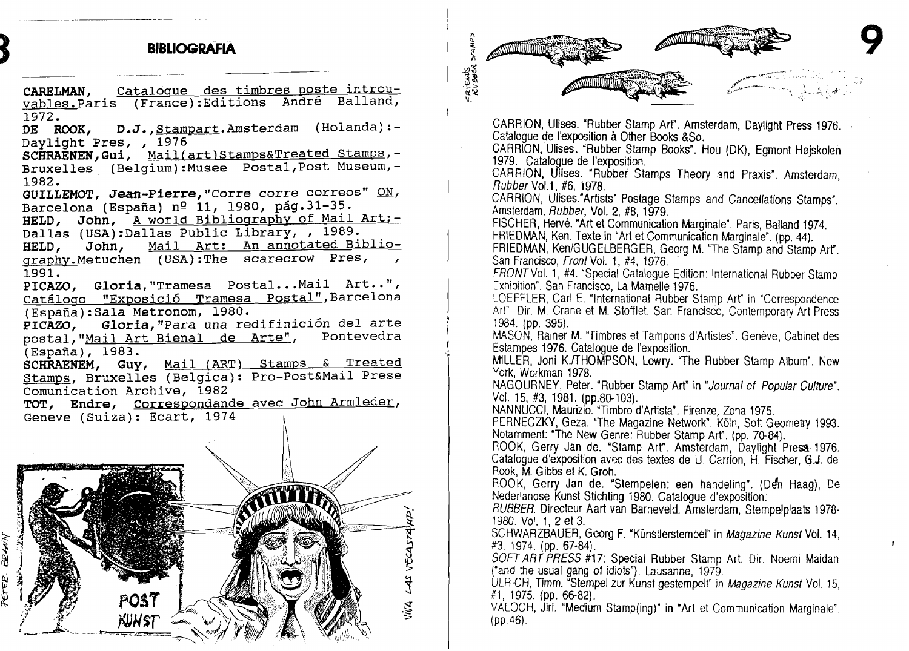## BIBLIOGRAFIA

**CARELMAN**, Catalogue des timbres poste introuvables.Paris (France):Editions André Balland, 1972.

**DE ROOK**, D.J.,Stampart.Amsterdam (Holanda):- Daylight Pres, , 1976

**SCHRAENEN,Gui**, Mail(art)Stamps&Treated Stamps,- Bruxelles (Belgium):Musee Postal,Post Museum,- 1982.

**GUILLEMOT, Jean-Pierre**,"Corre corre correos" ON, Barcelona (España) nº 11, 1980, pág.31-35.

**HELD, John**, A world Bibliography of Mail Art;- Dallas (USA):Dallas Public Library, , 1989.

**HELD, John**, Mail Art: An annotated Bibliography.Metuchen (USA):The scarecrow Pres, , 1991.

**PICAZO, Gloria**,"Tramesa Postal...Mail Art..", Catálogo "Exposició Tramesa Postal",Barcelona (España):Sala Metronom, 1980.

**PICAZO, Gloria**,"Para una redifinición del arte postal,"Mail Art Bienal de Arte", Pontevedra (España), 1983.

**SCHRAENEM, Guy**, Mail (ART) Stamps & Treated Stamps, Bruxelles (Belgica): Pro-Post&Mail Prese Comunication Archive, 1982

**TOT, Endre**, Correspondande avec John Armleder, Geneve (Suiza): Ecart, 1974

CARRION, Ulises. "Rubber Stamp Art". Amsterdam, Daylight Press 1976. Catalogue de l'exposition à Other Books &So.

CARRION, Ulises. "Rubber Stamp Books". Hou (DK), Egmont Højskolen 1979. Catalogue de l'exposition.

CARRION, Ulises. "Rubber Stamps Theory and Praxis". Amsterdam, *Rubber* Vol.1, #6, 1978.

CARRION, Ulises."Artists' Postage Stamps and Cancellations Stamps". Amsterdam, *Rubber*, Vol. 2, #8, 1979.

FISCHER, Hervé. "Art et Communication Marginale". Paris, Balland 1974.

FRIEDMAN, Ken. Texte in "Art et Communication Marginale". (pp. 44).

FRIEDMAN, Ken/GUGELBERGER, Georg M. "The Stamp and Stamp Art". San Francisco, *Front* Vol. 1, #4, 1976.

*FRONT* Vol. 1, #4. "Special Catalogue Edition: International Rubber Stamp Exhibition". San Francisco, La Mamelle 1976.

LOEFFLER, Carl E. "International Rubber Stamp Art" in "Correspondence Art". Dir. M. Crane et M. Stofflet. San Francisco, Contemporary Art Press 1984. (pp. 395).

MASON, Rainer M. "Timbres et Tampons d'Artistes". Genève, Cabinet des Estampes 1976. Catalogue de l'exposition.

MILLER, Joni K./THOMPSON, Lowry. "The Rubber Stamp Album". New York, Workman 1978.

NAGOURNEY, Peter. "Rubber Stamp Art" in "*Journal of Popular Culture*". Vol. 15, #3, 1981. (pp.80-103).

NANNUCCI, Maurizio. "Timbro d'Artista". Firenze, Zona 1975.

PERNECZKY, Geza. "The Magazine Network". Köln, Soft Geometry 1993. Notamment: "The New Genre: Rubber Stamp Art". (pp. 70-84).

ROOK, Gerry Jan de. "Stamp Art". Amsterdam, Daylight Press 1976. Catalogue d'exposition avec des textes de U. Carrion, H. Fischer, G.J. de Rook, M. Gibbs et K. Groh.

ROOK, Gerry Jan de. "Stempelen: een handeling". (Den Haag), De Nederlandse Kunst Stichting 1980. Catalogue d'exposition.

*RUBBER*. Directeur Aart van Barneveld. Amsterdam, Stempelplaats 1978-1980. Vol. 1, 2 et 3.

SCHWARZBAUER, Georg F. "Künstlerstempel" in *Magazine Kunst* Vol. 14, #3, 1974. (pp. 67-84).

*SOFT ART PRESS* #17: Special Rubber Stamp Art. Dir. Noemi Maidan ("and the usual gang of idiots"). Lausanne, 1979.

ULRICH, Timm. "Stempel zur Kunst gestempelt" in *Magazine Kunst* Vol. 15, #1, 1975. (pp. 66-82).

VALOCH, Jiri. "Medium Stamp(ing)" in "Art et Communication Marginale" (pp.46).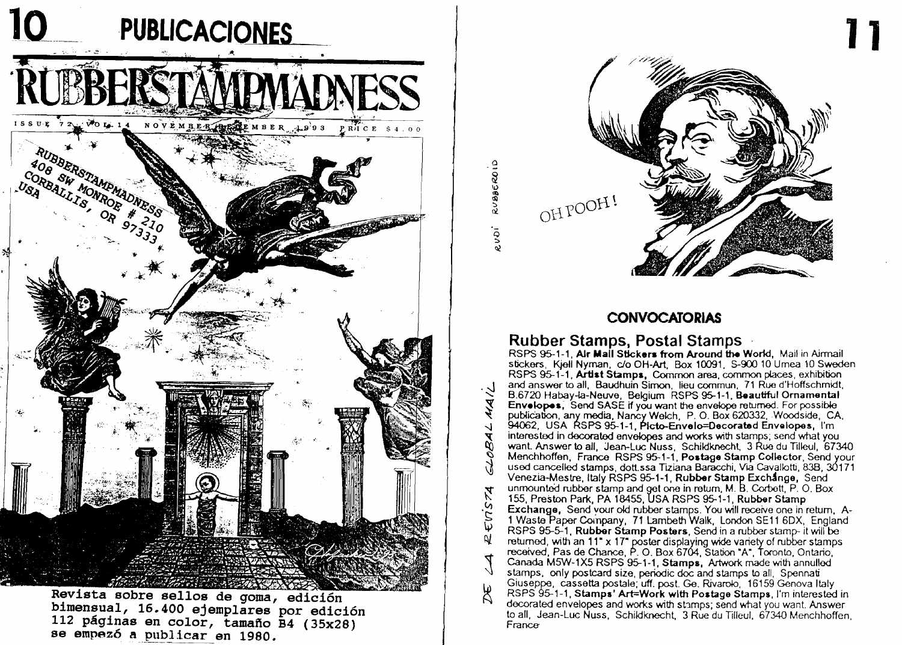## PUBLICACIONES

RUBBERSTAMPMADNESS

ISSUE 72 VOL 14 NOVEMBER/DECEMBER 1993 PRICE $4.00

RUBBERSTAMPMADNESS
408 SW MONROE # 210
CORBALLIS, OR 97333
USA

Revista sobre sellos de goma, edición bimensual, 16.400 ejemplares por edición 112 páginas en color, tamaño B4 (35x28) se empezó a publicar en 1980.

RUDI RUBBEROID

OH POOH!

DE LA REVISTA GLOBAL MAIL

### CONVOCATORIAS

### Rubber Stamps, Postal Stamps

RSPS 95-1-1, **Air Mail Stickers from Around the World,** Mail in Airmail stickers, Kjell Nyman, c/o OH-Art, Box 10091, S-900 10 Umea 10 Sweden RSPS 95-1-1, **Artist Stamps,** Common area, common places, exhibition and answer to all, Baudhuin Simon, lieu commun, 71 Rue d'Hoffschmidt, B.6720 Habay-la-Neuve, Belgium RSPS 95-1-1, **Beautiful Ornamental Envelopes,** Send SASE if you want the envelope returned. For possible publication, any media, Nancy Welch, P. O. Box 620332, Woodside, CA, 94062, USA RSPS 95-1-1, **Picto-Envelo=Decorated Envelopes,** I'm interested in decorated envelopes and works with stamps; send what you want. Answer to all, Jean-Luc Nuss, Schildknecht, 3 Rue du Tilleul, 67340 Menchhoffen, France RSPS 95-1-1, **Postage Stamp Collector,** Send your used cancelled stamps, dott.ssa Tiziana Baracchi, Via Cavallotti, 83B, 30171 Venezia-Mestre, Italy RSPS 95-1-1, **Rubber Stamp Exchange,** Send unmounted rubber stamp and get one in return, M. B. Corbett, P. O. Box 155, Preston Park, PA 18455, USA RSPS 95-1-1, **Rubber Stamp Exchange,** Send your old rubber stamps. You will receive one in return, A-1 Waste Paper Company, 71 Lambeth Walk, London SE11 6DX, England RSPS 95-5-1, **Rubber Stamp Posters,** Send in a rubber stamp- it will be returned, with an 11" x 17" poster displaying wide variety of rubber stamps received, Pas de Chance, P. O. Box 6704, Station "A", Toronto, Ontario, Canada M5W-1X5 RSPS 95-1-1, **Stamps,** Artwork made with annulled stamps, only postcard size, periodic doc and stamps to all, Spennati Giuseppe, cassetta postale; uff. post. Ge. Rivarolo, 16159 Genova Italy RSPS 95-1-1, **Stamps' Art=Work with Postage Stamps,** I'm interested in decorated envelopes and works with stamps; send what you want. Answer to all, Jean-Luc Nuss, Schildknecht, 3 Rue du Tilleul, 67340 Menchhoffen, France